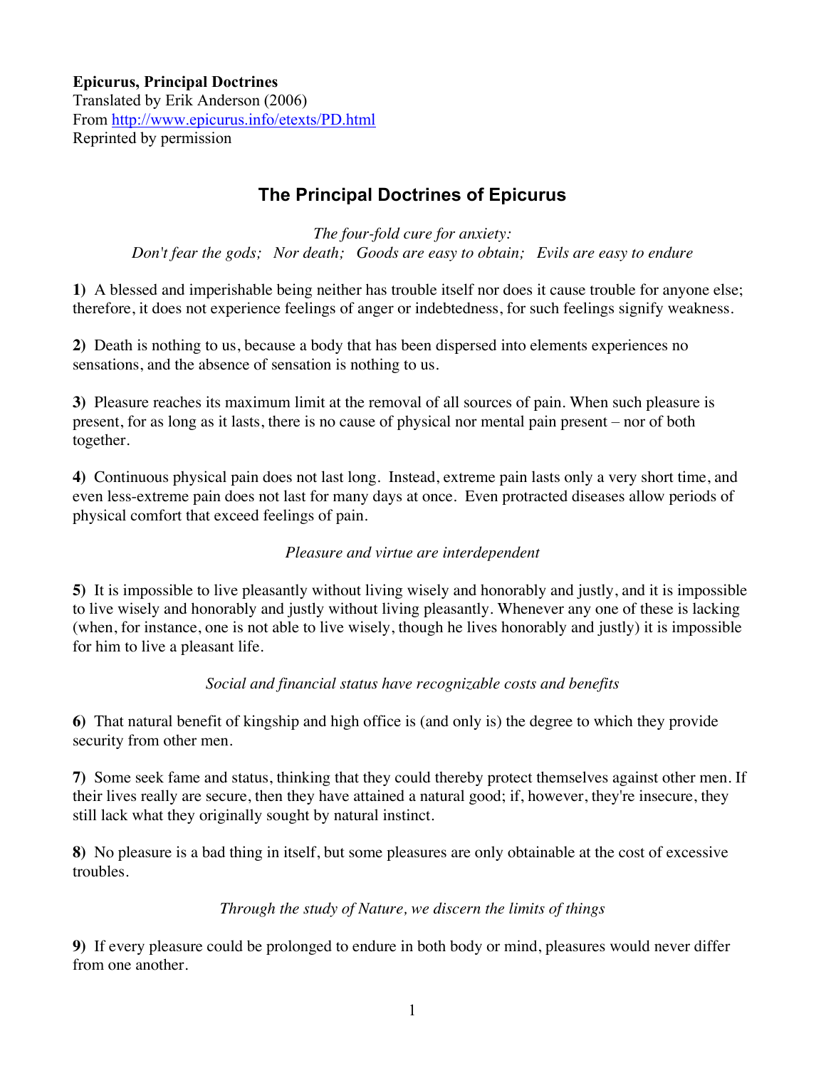**Epicurus, Principal Doctrines**
Translated by Erik Anderson (2006)
From http://www.epicurus.info/etexts/PD.html
Reprinted by permission

## The Principal Doctrines of Epicurus

*The four-fold cure for anxiety:*
*Don't fear the gods; Nor death; Goods are easy to obtain; Evils are easy to endure*

**1)** A blessed and imperishable being neither has trouble itself nor does it cause trouble for anyone else; therefore, it does not experience feelings of anger or indebtedness, for such feelings signify weakness.

**2)** Death is nothing to us, because a body that has been dispersed into elements experiences no sensations, and the absence of sensation is nothing to us.

**3)** Pleasure reaches its maximum limit at the removal of all sources of pain. When such pleasure is present, for as long as it lasts, there is no cause of physical nor mental pain present – nor of both together.

**4)** Continuous physical pain does not last long. Instead, extreme pain lasts only a very short time, and even less-extreme pain does not last for many days at once. Even protracted diseases allow periods of physical comfort that exceed feelings of pain.

*Pleasure and virtue are interdependent*

**5)** It is impossible to live pleasantly without living wisely and honorably and justly, and it is impossible to live wisely and honorably and justly without living pleasantly. Whenever any one of these is lacking (when, for instance, one is not able to live wisely, though he lives honorably and justly) it is impossible for him to live a pleasant life.

*Social and financial status have recognizable costs and benefits*

**6)** That natural benefit of kingship and high office is (and only is) the degree to which they provide security from other men.

**7)** Some seek fame and status, thinking that they could thereby protect themselves against other men. If their lives really are secure, then they have attained a natural good; if, however, they're insecure, they still lack what they originally sought by natural instinct.

**8)** No pleasure is a bad thing in itself, but some pleasures are only obtainable at the cost of excessive troubles.

*Through the study of Nature, we discern the limits of things*

**9)** If every pleasure could be prolonged to endure in both body or mind, pleasures would never differ from one another.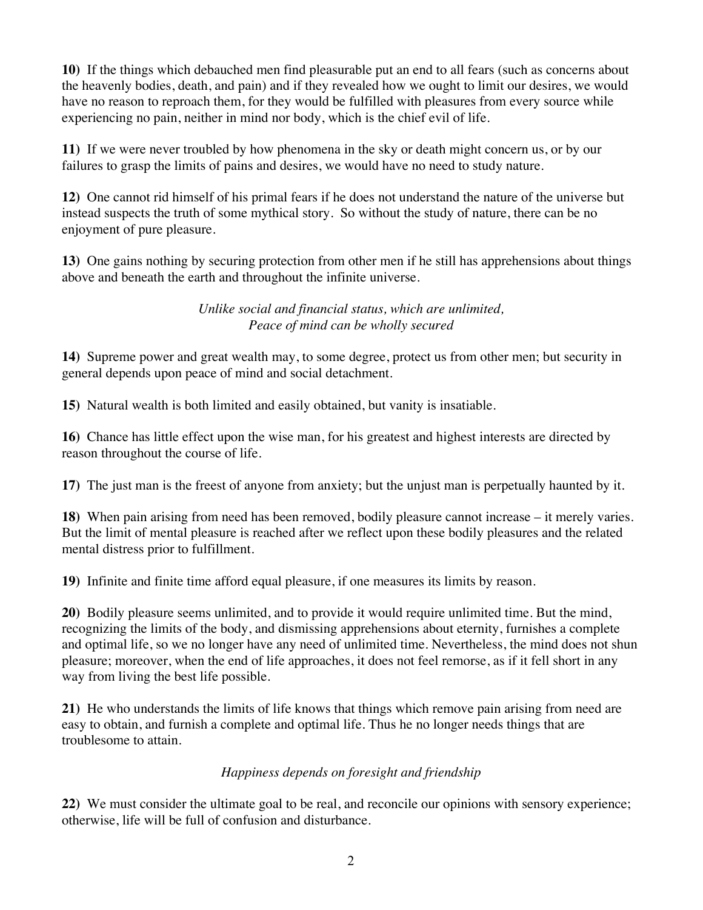**10)** If the things which debauched men find pleasurable put an end to all fears (such as concerns about the heavenly bodies, death, and pain) and if they revealed how we ought to limit our desires, we would have no reason to reproach them, for they would be fulfilled with pleasures from every source while experiencing no pain, neither in mind nor body, which is the chief evil of life.

**11)** If we were never troubled by how phenomena in the sky or death might concern us, or by our failures to grasp the limits of pains and desires, we would have no need to study nature.

**12)** One cannot rid himself of his primal fears if he does not understand the nature of the universe but instead suspects the truth of some mythical story. So without the study of nature, there can be no enjoyment of pure pleasure.

**13)** One gains nothing by securing protection from other men if he still has apprehensions about things above and beneath the earth and throughout the infinite universe.

*Unlike social and financial status, which are unlimited,*
*Peace of mind can be wholly secured*

**14)** Supreme power and great wealth may, to some degree, protect us from other men; but security in general depends upon peace of mind and social detachment.

**15)** Natural wealth is both limited and easily obtained, but vanity is insatiable.

**16)** Chance has little effect upon the wise man, for his greatest and highest interests are directed by reason throughout the course of life.

**17)** The just man is the freest of anyone from anxiety; but the unjust man is perpetually haunted by it.

**18)** When pain arising from need has been removed, bodily pleasure cannot increase – it merely varies. But the limit of mental pleasure is reached after we reflect upon these bodily pleasures and the related mental distress prior to fulfillment.

**19)** Infinite and finite time afford equal pleasure, if one measures its limits by reason.

**20)** Bodily pleasure seems unlimited, and to provide it would require unlimited time. But the mind, recognizing the limits of the body, and dismissing apprehensions about eternity, furnishes a complete and optimal life, so we no longer have any need of unlimited time. Nevertheless, the mind does not shun pleasure; moreover, when the end of life approaches, it does not feel remorse, as if it fell short in any way from living the best life possible.

**21)** He who understands the limits of life knows that things which remove pain arising from need are easy to obtain, and furnish a complete and optimal life. Thus he no longer needs things that are troublesome to attain.

*Happiness depends on foresight and friendship*

**22)** We must consider the ultimate goal to be real, and reconcile our opinions with sensory experience; otherwise, life will be full of confusion and disturbance.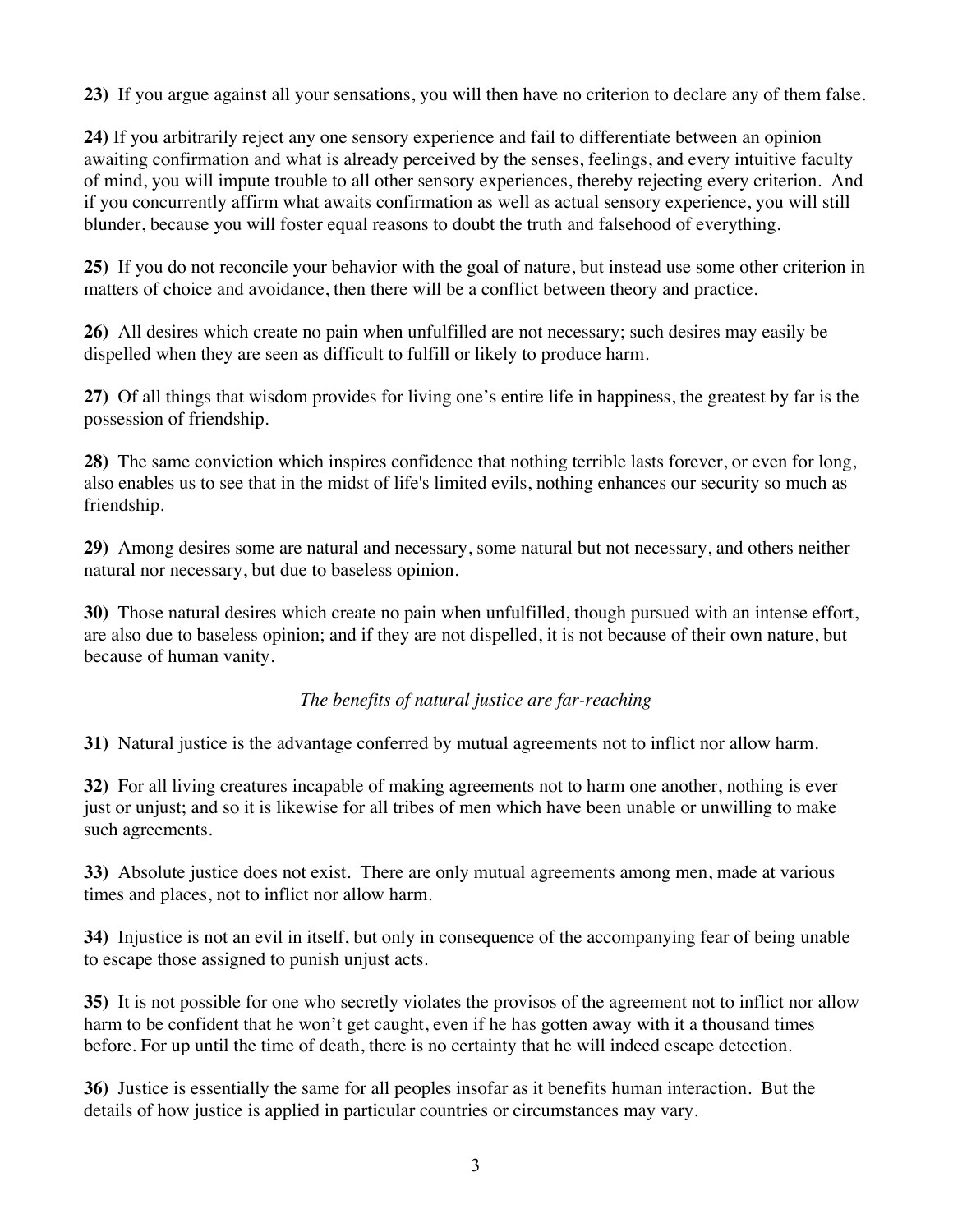**23)** If you argue against all your sensations, you will then have no criterion to declare any of them false.

**24)** If you arbitrarily reject any one sensory experience and fail to differentiate between an opinion awaiting confirmation and what is already perceived by the senses, feelings, and every intuitive faculty of mind, you will impute trouble to all other sensory experiences, thereby rejecting every criterion. And if you concurrently affirm what awaits confirmation as well as actual sensory experience, you will still blunder, because you will foster equal reasons to doubt the truth and falsehood of everything.

**25)** If you do not reconcile your behavior with the goal of nature, but instead use some other criterion in matters of choice and avoidance, then there will be a conflict between theory and practice.

**26)** All desires which create no pain when unfulfilled are not necessary; such desires may easily be dispelled when they are seen as difficult to fulfill or likely to produce harm.

**27)** Of all things that wisdom provides for living one's entire life in happiness, the greatest by far is the possession of friendship.

**28)** The same conviction which inspires confidence that nothing terrible lasts forever, or even for long, also enables us to see that in the midst of life's limited evils, nothing enhances our security so much as friendship.

**29)** Among desires some are natural and necessary, some natural but not necessary, and others neither natural nor necessary, but due to baseless opinion.

**30)** Those natural desires which create no pain when unfulfilled, though pursued with an intense effort, are also due to baseless opinion; and if they are not dispelled, it is not because of their own nature, but because of human vanity.

*The benefits of natural justice are far-reaching*

**31)** Natural justice is the advantage conferred by mutual agreements not to inflict nor allow harm.

**32)** For all living creatures incapable of making agreements not to harm one another, nothing is ever just or unjust; and so it is likewise for all tribes of men which have been unable or unwilling to make such agreements.

**33)** Absolute justice does not exist. There are only mutual agreements among men, made at various times and places, not to inflict nor allow harm.

**34)** Injustice is not an evil in itself, but only in consequence of the accompanying fear of being unable to escape those assigned to punish unjust acts.

**35)** It is not possible for one who secretly violates the provisos of the agreement not to inflict nor allow harm to be confident that he won't get caught, even if he has gotten away with it a thousand times before. For up until the time of death, there is no certainty that he will indeed escape detection.

**36)** Justice is essentially the same for all peoples insofar as it benefits human interaction. But the details of how justice is applied in particular countries or circumstances may vary.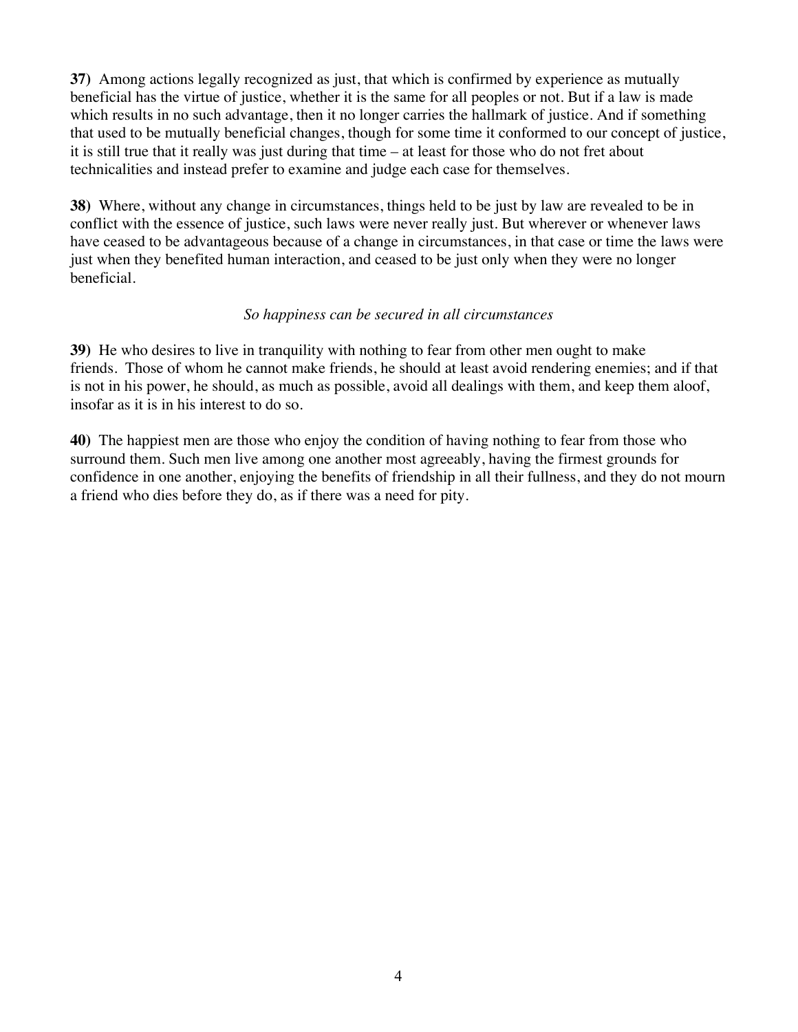**37)** Among actions legally recognized as just, that which is confirmed by experience as mutually beneficial has the virtue of justice, whether it is the same for all peoples or not. But if a law is made which results in no such advantage, then it no longer carries the hallmark of justice. And if something that used to be mutually beneficial changes, though for some time it conformed to our concept of justice, it is still true that it really was just during that time – at least for those who do not fret about technicalities and instead prefer to examine and judge each case for themselves.

**38)** Where, without any change in circumstances, things held to be just by law are revealed to be in conflict with the essence of justice, such laws were never really just. But wherever or whenever laws have ceased to be advantageous because of a change in circumstances, in that case or time the laws were just when they benefited human interaction, and ceased to be just only when they were no longer beneficial.

*So happiness can be secured in all circumstances*

**39)** He who desires to live in tranquility with nothing to fear from other men ought to make friends. Those of whom he cannot make friends, he should at least avoid rendering enemies; and if that is not in his power, he should, as much as possible, avoid all dealings with them, and keep them aloof, insofar as it is in his interest to do so.

**40)** The happiest men are those who enjoy the condition of having nothing to fear from those who surround them. Such men live among one another most agreeably, having the firmest grounds for confidence in one another, enjoying the benefits of friendship in all their fullness, and they do not mourn a friend who dies before they do, as if there was a need for pity.